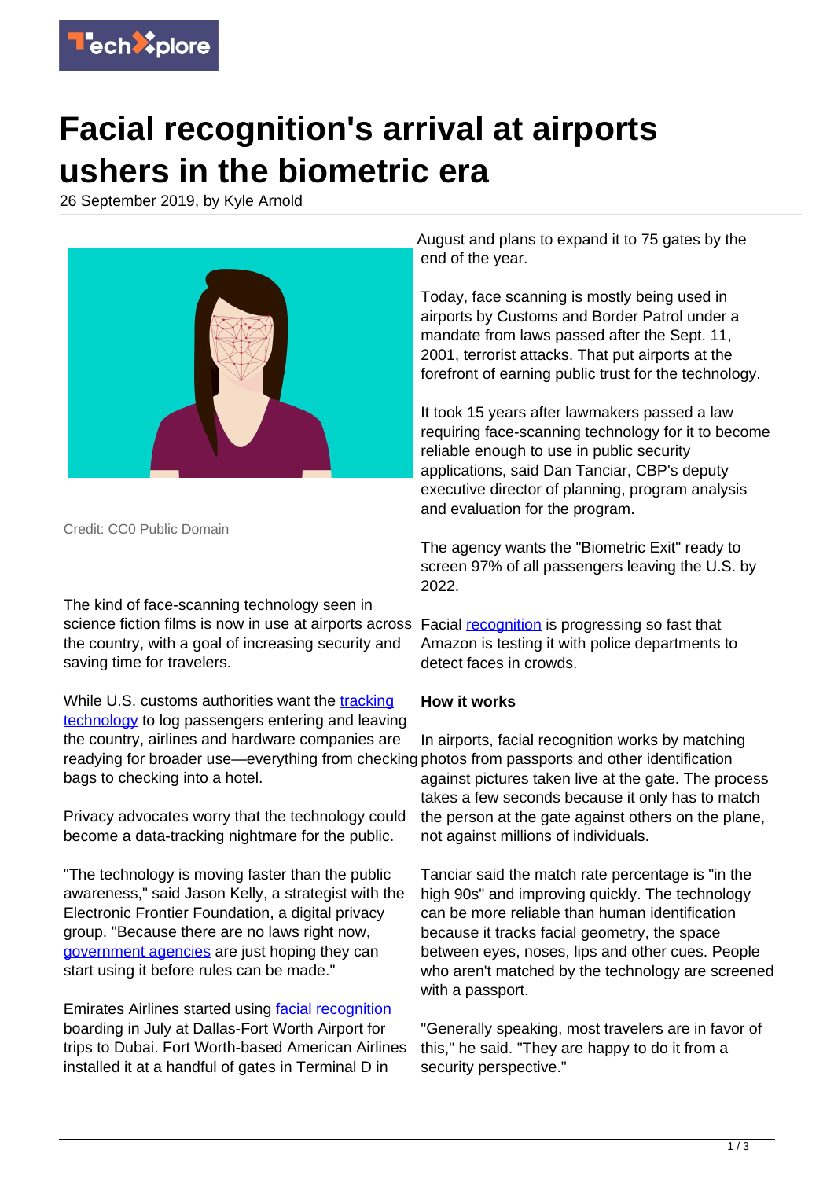# Facial recognition's arrival at airports ushers in the biometric era

26 September 2019, by Kyle Arnold

Credit: CC0 Public Domain

The kind of face-scanning technology seen in science fiction films is now in use at airports across the country, with a goal of increasing security and saving time for travelers.

While U.S. customs authorities want the tracking technology to log passengers entering and leaving the country, airlines and hardware companies are readying for broader use—everything from checking bags to checking into a hotel.

Privacy advocates worry that the technology could become a data-tracking nightmare for the public.

"The technology is moving faster than the public awareness," said Jason Kelly, a strategist with the Electronic Frontier Foundation, a digital privacy group. "Because there are no laws right now, government agencies are just hoping they can start using it before rules can be made."

Emirates Airlines started using facial recognition boarding in July at Dallas-Fort Worth Airport for trips to Dubai. Fort Worth-based American Airlines installed it at a handful of gates in Terminal D in August and plans to expand it to 75 gates by the end of the year.

Today, face scanning is mostly being used in airports by Customs and Border Patrol under a mandate from laws passed after the Sept. 11, 2001, terrorist attacks. That put airports at the forefront of earning public trust for the technology.

It took 15 years after lawmakers passed a law requiring face-scanning technology for it to become reliable enough to use in public security applications, said Dan Tanciar, CBP's deputy executive director of planning, program analysis and evaluation for the program.

The agency wants the "Biometric Exit" ready to screen 97% of all passengers leaving the U.S. by 2022.

Facial recognition is progressing so fast that Amazon is testing it with police departments to detect faces in crowds.

**How it works**

In airports, facial recognition works by matching photos from passports and other identification against pictures taken live at the gate. The process takes a few seconds because it only has to match the person at the gate against others on the plane, not against millions of individuals.

Tanciar said the match rate percentage is "in the high 90s" and improving quickly. The technology can be more reliable than human identification because it tracks facial geometry, the space between eyes, noses, lips and other cues. People who aren't matched by the technology are screened with a passport.

"Generally speaking, most travelers are in favor of this," he said. "They are happy to do it from a security perspective."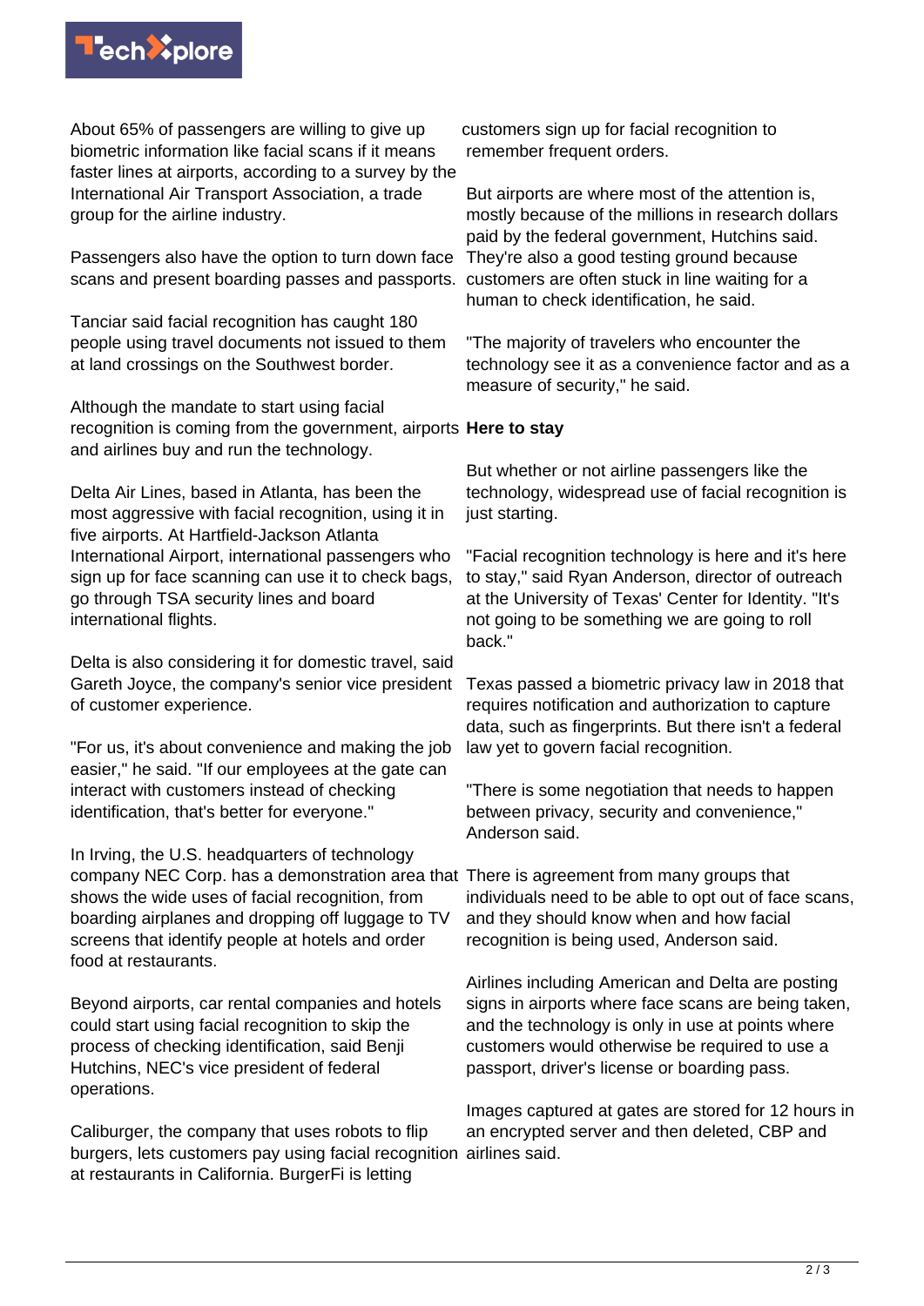About 65% of passengers are willing to give up biometric information like facial scans if it means faster lines at airports, according to a survey by the International Air Transport Association, a trade group for the airline industry.

Passengers also have the option to turn down face scans and present boarding passes and passports.

Tanciar said facial recognition has caught 180 people using travel documents not issued to them at land crossings on the Southwest border.

Although the mandate to start using facial recognition is coming from the government, airports and airlines buy and run the technology.

Delta Air Lines, based in Atlanta, has been the most aggressive with facial recognition, using it in five airports. At Hartfield-Jackson Atlanta International Airport, international passengers who sign up for face scanning can use it to check bags, go through TSA security lines and board international flights.

Delta is also considering it for domestic travel, said Gareth Joyce, the company's senior vice president of customer experience.

"For us, it's about convenience and making the job easier," he said. "If our employees at the gate can interact with customers instead of checking identification, that's better for everyone."

In Irving, the U.S. headquarters of technology company NEC Corp. has a demonstration area that shows the wide uses of facial recognition, from boarding airplanes and dropping off luggage to TV screens that identify people at hotels and order food at restaurants.

Beyond airports, car rental companies and hotels could start using facial recognition to skip the process of checking identification, said Benji Hutchins, NEC's vice president of federal operations.

Caliburger, the company that uses robots to flip burgers, lets customers pay using facial recognition at restaurants in California. BurgerFi is letting customers sign up for facial recognition to remember frequent orders.

But airports are where most of the attention is, mostly because of the millions in research dollars paid by the federal government, Hutchins said. They're also a good testing ground because customers are often stuck in line waiting for a human to check identification, he said.

"The majority of travelers who encounter the technology see it as a convenience factor and as a measure of security," he said.

**Here to stay**

But whether or not airline passengers like the technology, widespread use of facial recognition is just starting.

"Facial recognition technology is here and it's here to stay," said Ryan Anderson, director of outreach at the University of Texas' Center for Identity. "It's not going to be something we are going to roll back."

Texas passed a biometric privacy law in 2018 that requires notification and authorization to capture data, such as fingerprints. But there isn't a federal law yet to govern facial recognition.

"There is some negotiation that needs to happen between privacy, security and convenience," Anderson said.

There is agreement from many groups that individuals need to be able to opt out of face scans, and they should know when and how facial recognition is being used, Anderson said.

Airlines including American and Delta are posting signs in airports where face scans are being taken, and the technology is only in use at points where customers would otherwise be required to use a passport, driver's license or boarding pass.

Images captured at gates are stored for 12 hours in an encrypted server and then deleted, CBP and airlines said.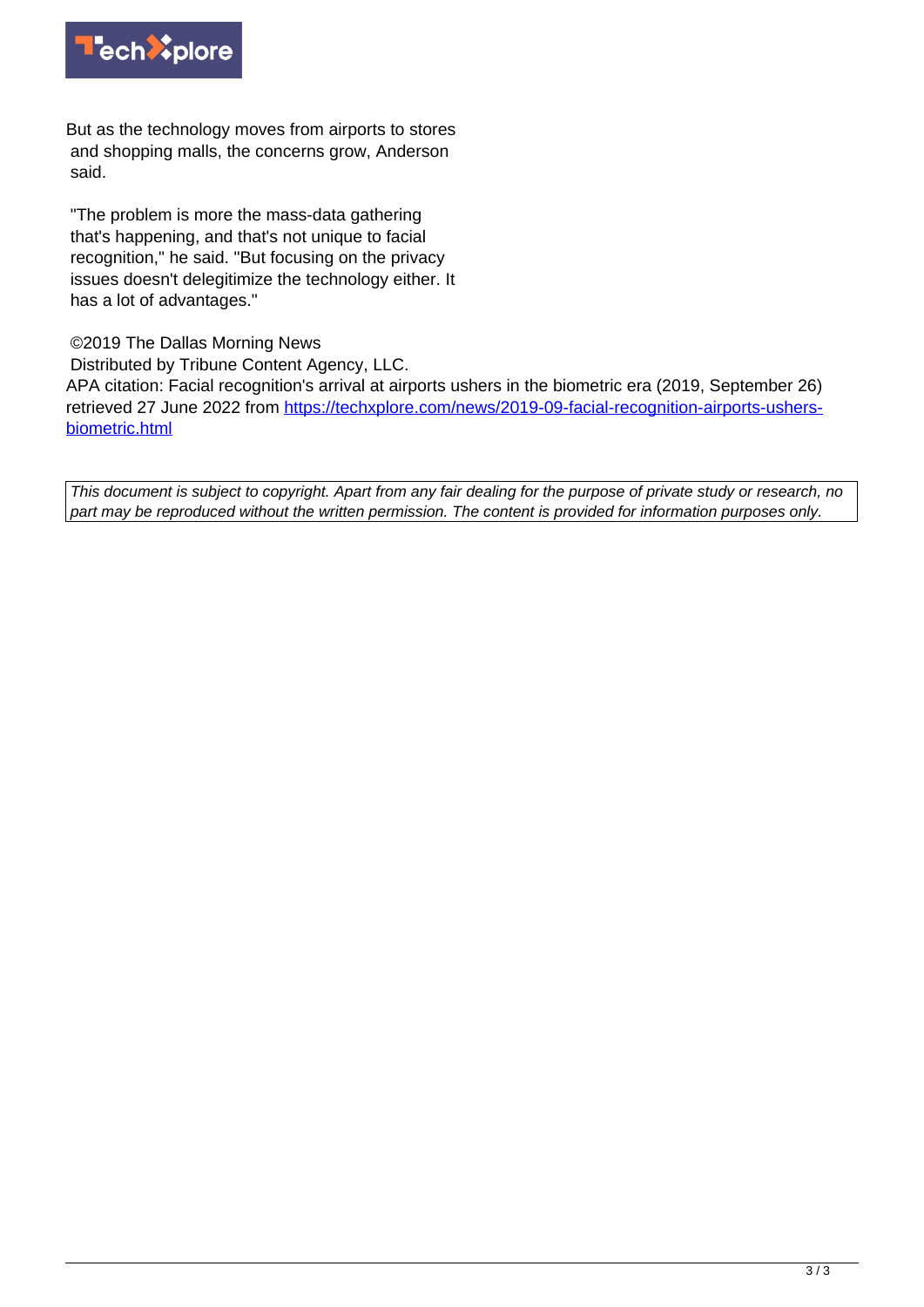But as the technology moves from airports to stores and shopping malls, the concerns grow, Anderson said.

"The problem is more the mass-data gathering that's happening, and that's not unique to facial recognition," he said. "But focusing on the privacy issues doesn't delegitimize the technology either. It has a lot of advantages."

©2019 The Dallas Morning News
Distributed by Tribune Content Agency, LLC.

APA citation: Facial recognition's arrival at airports ushers in the biometric era (2019, September 26) retrieved 27 June 2022 from https://techxplore.com/news/2019-09-facial-recognition-airports-ushers-biometric.html

*This document is subject to copyright. Apart from any fair dealing for the purpose of private study or research, no part may be reproduced without the written permission. The content is provided for information purposes only.*